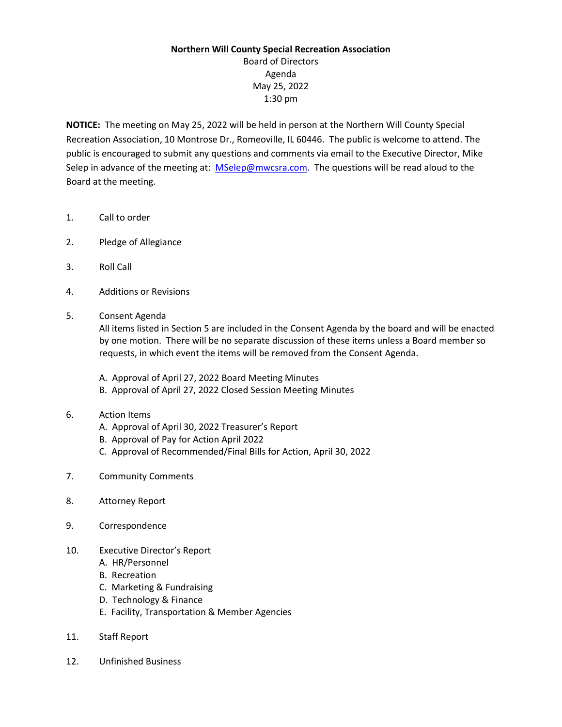**Northern Will County Special Recreation Association**

Board of Directors
Agenda
May 25, 2022
1:30 pm

**NOTICE:** The meeting on May 25, 2022 will be held in person at the Northern Will County Special Recreation Association, 10 Montrose Dr., Romeoville, IL 60446. The public is welcome to attend. The public is encouraged to submit any questions and comments via email to the Executive Director, Mike Selep in advance of the meeting at: [MSelep@mwcsra.com](mailto:MSelep@mwcsra.com). The questions will be read aloud to the Board at the meeting.

1. Call to order

2. Pledge of Allegiance

3. Roll Call

4. Additions or Revisions

5. Consent Agenda
   All items listed in Section 5 are included in the Consent Agenda by the board and will be enacted by one motion. There will be no separate discussion of these items unless a Board member so requests, in which event the items will be removed from the Consent Agenda.

   A. Approval of April 27, 2022 Board Meeting Minutes
   B. Approval of April 27, 2022 Closed Session Meeting Minutes

6. Action Items
   A. Approval of April 30, 2022 Treasurer's Report
   B. Approval of Pay for Action April 2022
   C. Approval of Recommended/Final Bills for Action, April 30, 2022

7. Community Comments

8. Attorney Report

9. Correspondence

10. Executive Director's Report
    A. HR/Personnel
    B. Recreation
    C. Marketing & Fundraising
    D. Technology & Finance
    E. Facility, Transportation & Member Agencies

11. Staff Report

12. Unfinished Business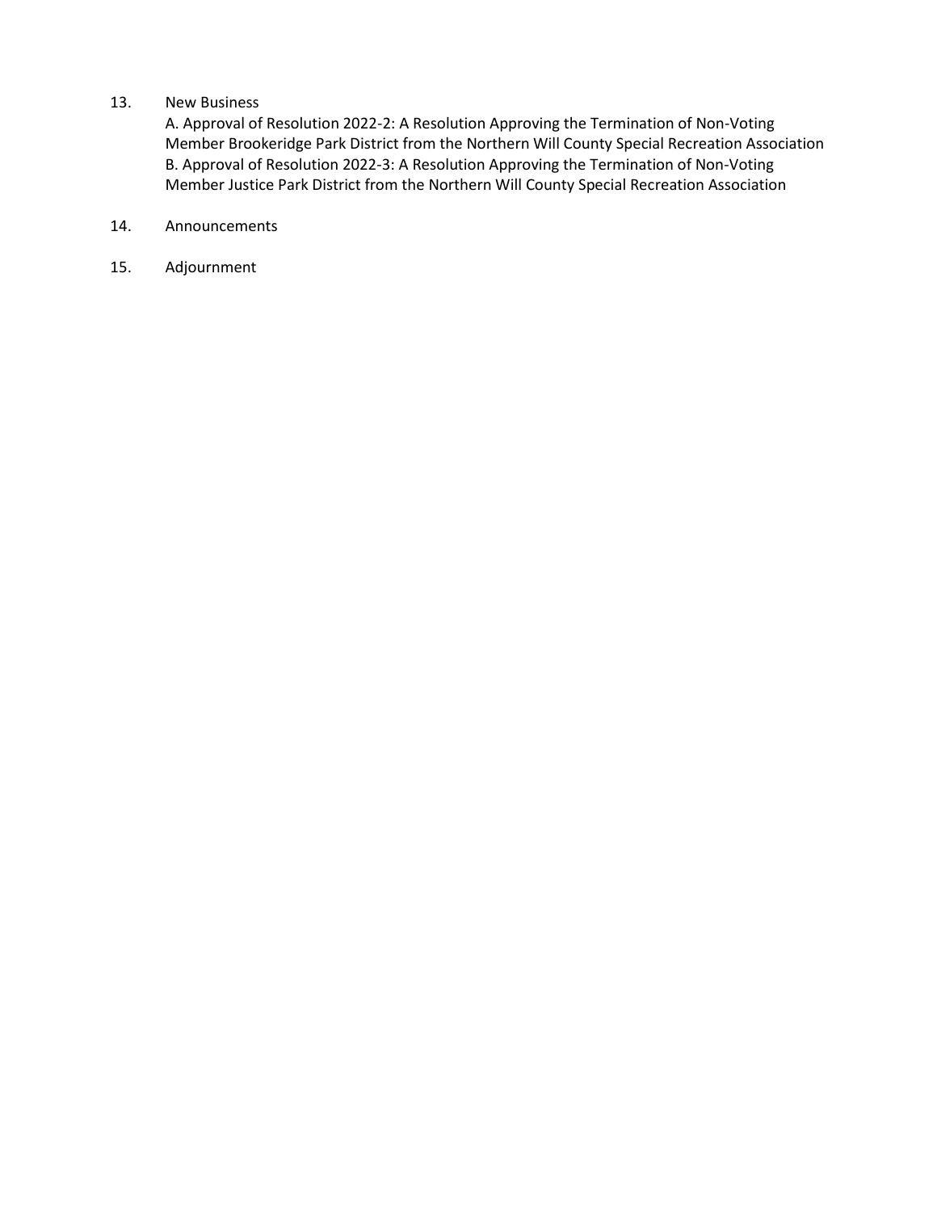13. New Business

    A. Approval of Resolution 2022-2: A Resolution Approving the Termination of Non-Voting Member Brookeridge Park District from the Northern Will County Special Recreation Association

    B. Approval of Resolution 2022-3: A Resolution Approving the Termination of Non-Voting Member Justice Park District from the Northern Will County Special Recreation Association

14. Announcements

15. Adjournment